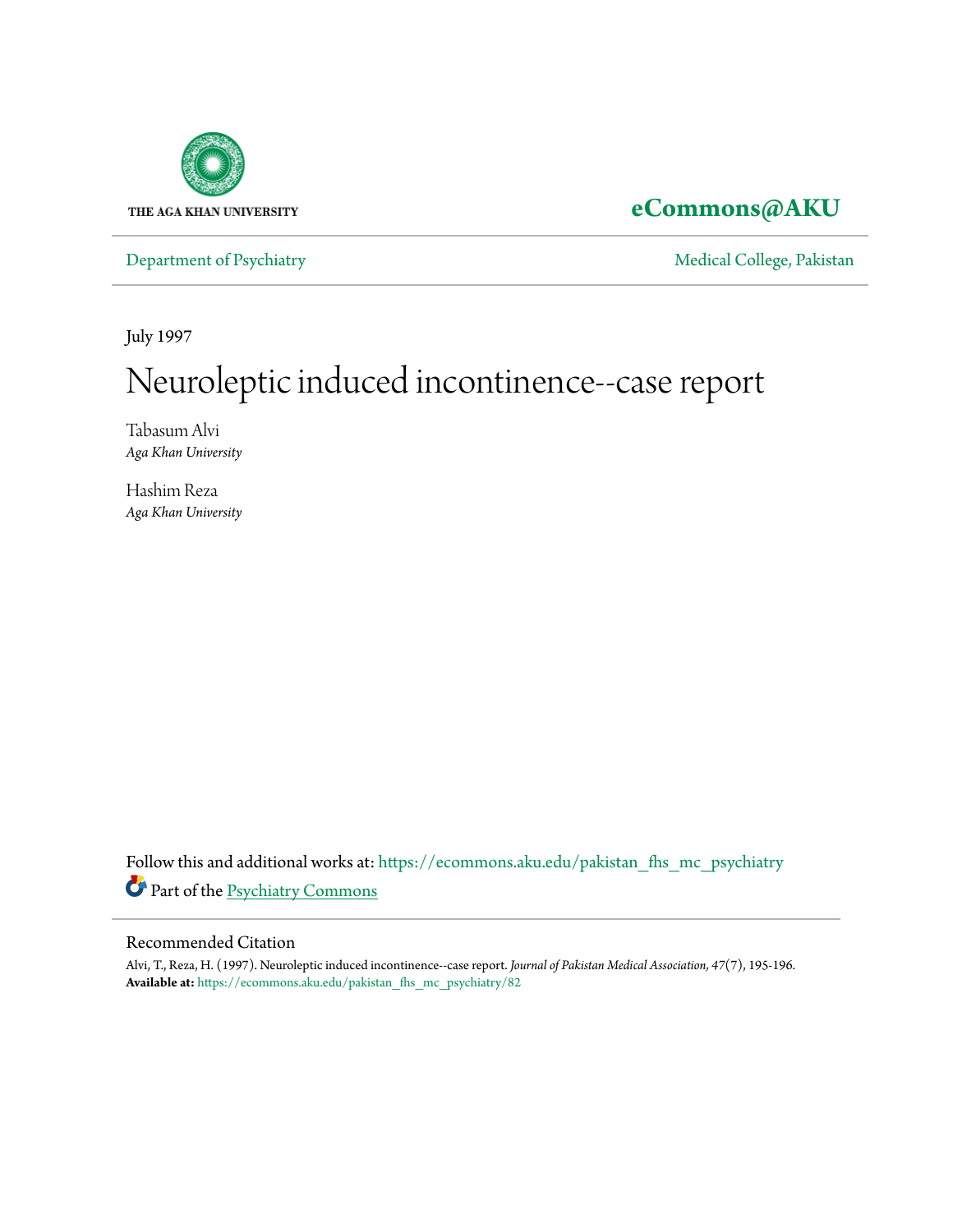THE AGA KHAN UNIVERSITY

**eCommons@AKU**

Department of Psychiatry

Medical College, Pakistan

July 1997

# Neuroleptic induced incontinence--case report

Tabasum Alvi
*Aga Khan University*

Hashim Reza
*Aga Khan University*

Follow this and additional works at: https://ecommons.aku.edu/pakistan_fhs_mc_psychiatry

Part of the Psychiatry Commons

## Recommended Citation

Alvi, T., Reza, H. (1997). Neuroleptic induced incontinence--case report. *Journal of Pakistan Medical Association, 47*(7), 195-196.
**Available at:** https://ecommons.aku.edu/pakistan_fhs_mc_psychiatry/82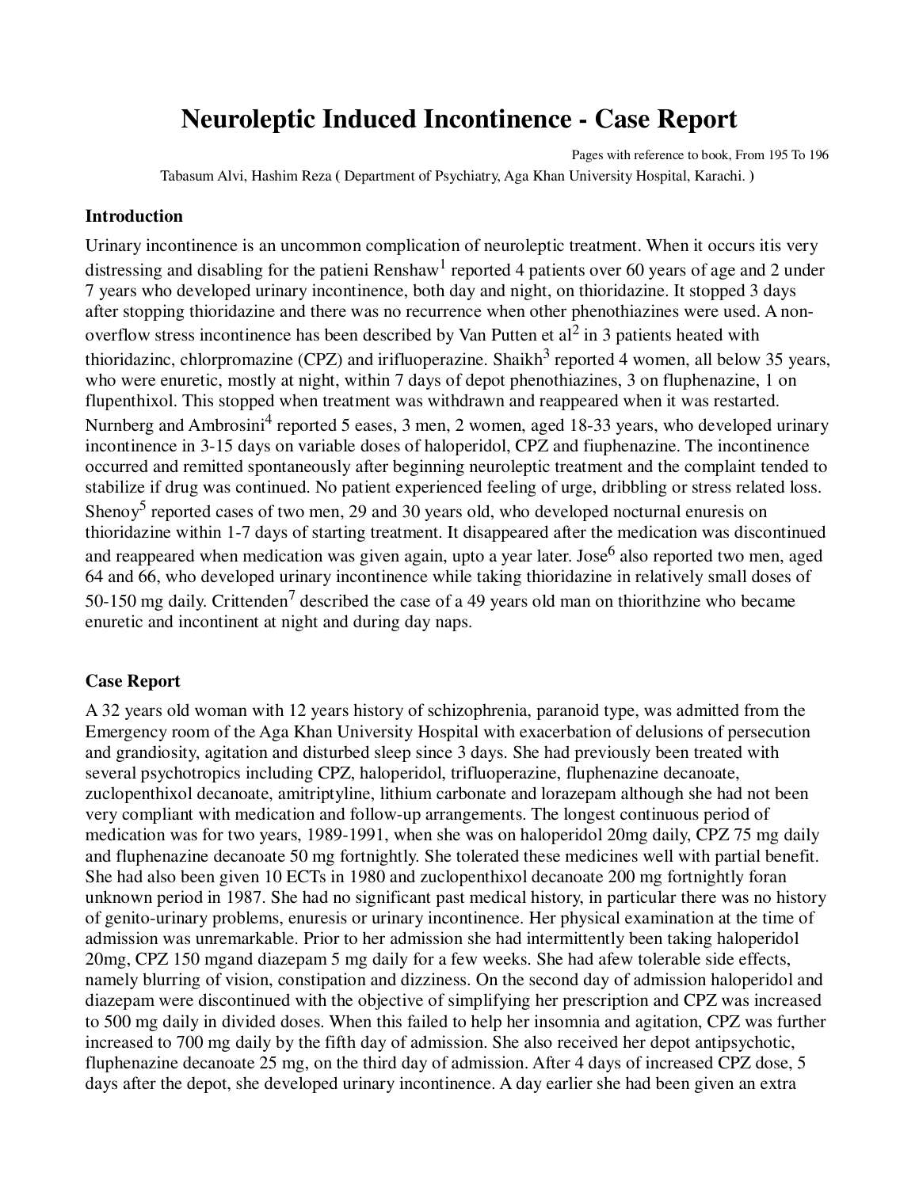# Neuroleptic Induced Incontinence - Case Report

Pages with reference to book, From 195 To 196

Tabasum Alvi, Hashim Reza ( Department of Psychiatry, Aga Khan University Hospital, Karachi. )

## Introduction

Urinary incontinence is an uncommon complication of neuroleptic treatment. When it occurs itis very distressing and disabling for the patieni Renshaw[1] reported 4 patients over 60 years of age and 2 under 7 years who developed urinary incontinence, both day and night, on thioridazine. It stopped 3 days after stopping thioridazine and there was no recurrence when other phenothiazines were used. A non-overflow stress incontinence has been described by Van Putten et al[2] in 3 patients heated with thioridazinc, chlorpromazine (CPZ) and irifluoperazine. Shaikh[3] reported 4 women, all below 35 years, who were enuretic, mostly at night, within 7 days of depot phenothiazines, 3 on fluphenazine, 1 on flupenthixol. This stopped when treatment was withdrawn and reappeared when it was restarted. Nurnberg and Ambrosini[4] reported 5 eases, 3 men, 2 women, aged 18-33 years, who developed urinary incontinence in 3-15 days on variable doses of haloperidol, CPZ and fiuphenazine. The incontinence occurred and remitted spontaneously after beginning neuroleptic treatment and the complaint tended to stabilize if drug was continued. No patient experienced feeling of urge, dribbling or stress related loss. Shenoy[5] reported cases of two men, 29 and 30 years old, who developed nocturnal enuresis on thioridazine within 1-7 days of starting treatment. It disappeared after the medication was discontinued and reappeared when medication was given again, upto a year later. Jose[6] also reported two men, aged 64 and 66, who developed urinary incontinence while taking thioridazine in relatively small doses of 50-150 mg daily. Crittenden[7] described the case of a 49 years old man on thiorithzine who became enuretic and incontinent at night and during day naps.

## Case Report

A 32 years old woman with 12 years history of schizophrenia, paranoid type, was admitted from the Emergency room of the Aga Khan University Hospital with exacerbation of delusions of persecution and grandiosity, agitation and disturbed sleep since 3 days. She had previously been treated with several psychotropics including CPZ, haloperidol, trifluoperazine, fluphenazine decanoate, zuclopenthixol decanoate, amitriptyline, lithium carbonate and lorazepam although she had not been very compliant with medication and follow-up arrangements. The longest continuous period of medication was for two years, 1989-1991, when she was on haloperidol 20mg daily, CPZ 75 mg daily and fluphenazine decanoate 50 mg fortnightly. She tolerated these medicines well with partial benefit. She had also been given 10 ECTs in 1980 and zuclopenthixol decanoate 200 mg fortnightly foran unknown period in 1987. She had no significant past medical history, in particular there was no history of genito-urinary problems, enuresis or urinary incontinence. Her physical examination at the time of admission was unremarkable. Prior to her admission she had intermittently been taking haloperidol 20mg, CPZ 150 mgand diazepam 5 mg daily for a few weeks. She had afew tolerable side effects, namely blurring of vision, constipation and dizziness. On the second day of admission haloperidol and diazepam were discontinued with the objective of simplifying her prescription and CPZ was increased to 500 mg daily in divided doses. When this failed to help her insomnia and agitation, CPZ was further increased to 700 mg daily by the fifth day of admission. She also received her depot antipsychotic, fluphenazine decanoate 25 mg, on the third day of admission. After 4 days of increased CPZ dose, 5 days after the depot, she developed urinary incontinence. A day earlier she had been given an extra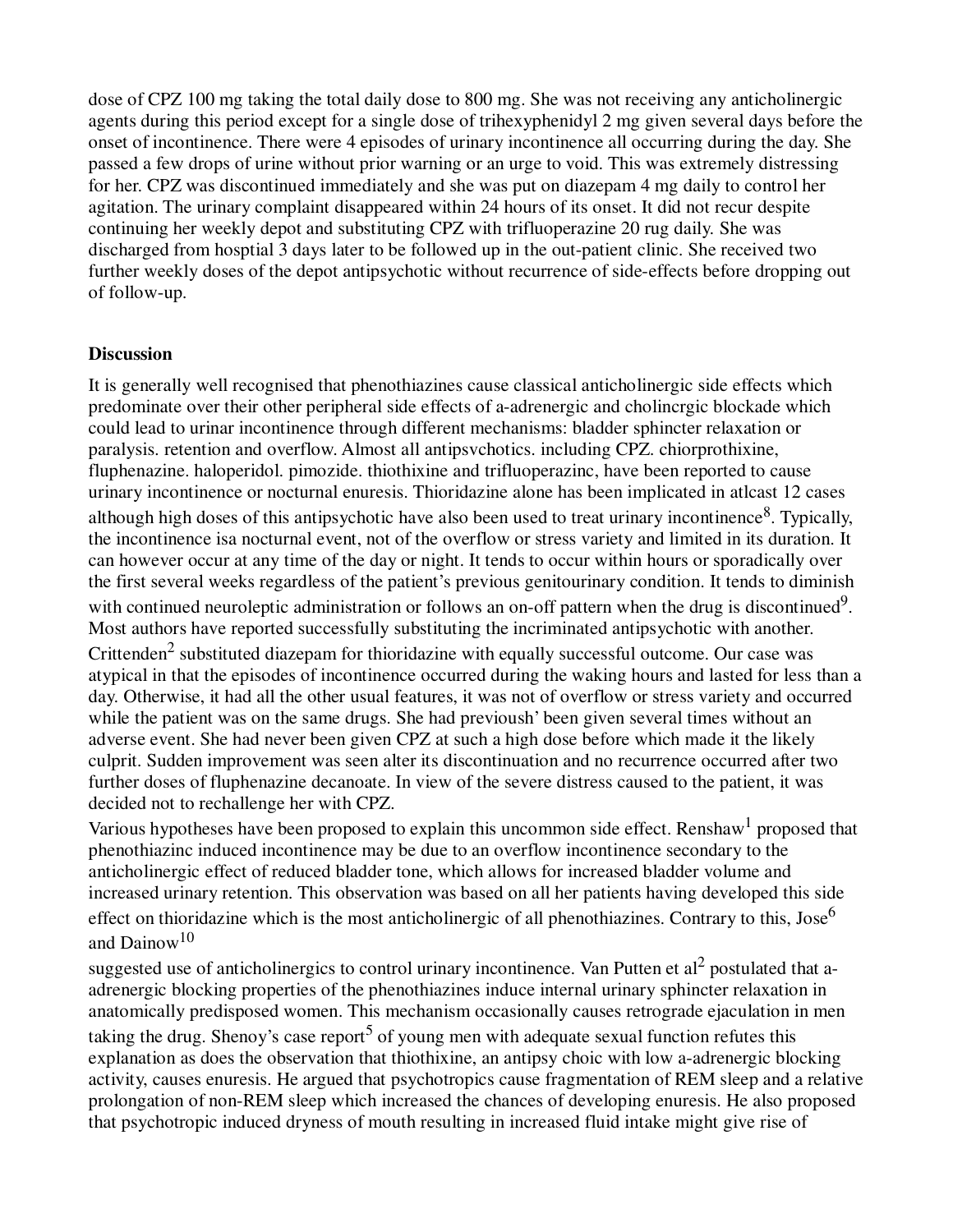dose of CPZ 100 mg taking the total daily dose to 800 mg. She was not receiving any anticholinergic agents during this period except for a single dose of trihexyphenidyl 2 mg given several days before the onset of incontinence. There were 4 episodes of urinary incontinence all occurring during the day. She passed a few drops of urine without prior warning or an urge to void. This was extremely distressing for her. CPZ was discontinued immediately and she was put on diazepam 4 mg daily to control her agitation. The urinary complaint disappeared within 24 hours of its onset. It did not recur despite continuing her weekly depot and substituting CPZ with trifluoperazine 20 rug daily. She was discharged from hosptial 3 days later to be followed up in the out-patient clinic. She received two further weekly doses of the depot antipsychotic without recurrence of side-effects before dropping out of follow-up.

## Discussion

It is generally well recognised that phenothiazines cause classical anticholinergic side effects which predominate over their other peripheral side effects of a-adrenergic and cholincrgic blockade which could lead to urinar incontinence through different mechanisms: bladder sphincter relaxation or paralysis. retention and overflow. Almost all antipsvchotics. including CPZ. chiorprothixine, fluphenazine. haloperidol. pimozide. thiothixine and trifluoperazinc, have been reported to cause urinary incontinence or nocturnal enuresis. Thioridazine alone has been implicated in atlcast 12 cases although high doses of this antipsychotic have also been used to treat urinary incontinence[8]. Typically, the incontinence isa nocturnal event, not of the overflow or stress variety and limited in its duration. It can however occur at any time of the day or night. It tends to occur within hours or sporadically over the first several weeks regardless of the patient's previous genitourinary condition. It tends to diminish with continued neuroleptic administration or follows an on-off pattern when the drug is discontinued[9]. Most authors have reported successfully substituting the incriminated antipsychotic with another. Crittenden[2] substituted diazepam for thioridazine with equally successful outcome. Our case was atypical in that the episodes of incontinence occurred during the waking hours and lasted for less than a day. Otherwise, it had all the other usual features, it was not of overflow or stress variety and occurred while the patient was on the same drugs. She had previoush' been given several times without an adverse event. She had never been given CPZ at such a high dose before which made it the likely culprit. Sudden improvement was seen alter its discontinuation and no recurrence occurred after two further doses of fluphenazine decanoate. In view of the severe distress caused to the patient, it was decided not to rechallenge her with CPZ.

Various hypotheses have been proposed to explain this uncommon side effect. Renshaw[1] proposed that phenothiazinc induced incontinence may be due to an overflow incontinence secondary to the anticholinergic effect of reduced bladder tone, which allows for increased bladder volume and increased urinary retention. This observation was based on all her patients having developed this side effect on thioridazine which is the most anticholinergic of all phenothiazines. Contrary to this, Jose[6] and Dainow[10] suggested use of anticholinergics to control urinary incontinence. Van Putten et al[2] postulated that a-adrenergic blocking properties of the phenothiazines induce internal urinary sphincter relaxation in anatomically predisposed women. This mechanism occasionally causes retrograde ejaculation in men taking the drug. Shenoy's case report[5] of young men with adequate sexual function refutes this explanation as does the observation that thiothixine, an antipsy choic with low a-adrenergic blocking activity, causes enuresis. He argued that psychotropics cause fragmentation of REM sleep and a relative prolongation of non-REM sleep which increased the chances of developing enuresis. He also proposed that psychotropic induced dryness of mouth resulting in increased fluid intake might give rise of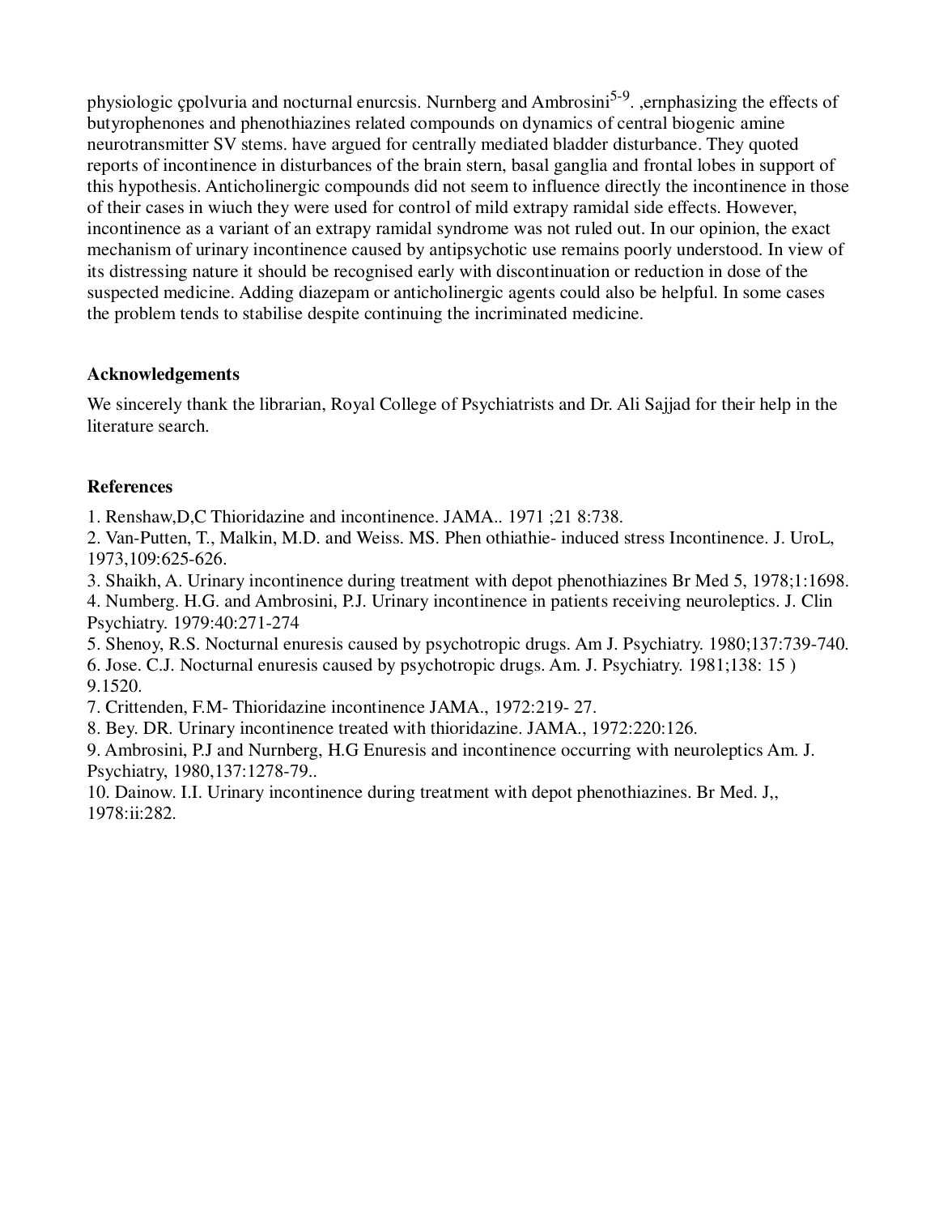physiologic çpolvuria and nocturnal enurcsis. Nurnberg and Ambrosini[5-9]. ,ernphasizing the effects of butyrophenones and phenothiazines related compounds on dynamics of central biogenic amine neurotransmitter SV stems. have argued for centrally mediated bladder disturbance. They quoted reports of incontinence in disturbances of the brain stern, basal ganglia and frontal lobes in support of this hypothesis. Anticholinergic compounds did not seem to influence directly the incontinence in those of their cases in wiuch they were used for control of mild extrapy ramidal side effects. However, incontinence as a variant of an extrapy ramidal syndrome was not ruled out. In our opinion, the exact mechanism of urinary incontinence caused by antipsychotic use remains poorly understood. In view of its distressing nature it should be recognised early with discontinuation or reduction in dose of the suspected medicine. Adding diazepam or anticholinergic agents could also be helpful. In some cases the problem tends to stabilise despite continuing the incriminated medicine.

### Acknowledgements

We sincerely thank the librarian, Royal College of Psychiatrists and Dr. Ali Sajjad for their help in the literature search.

### References

1. Renshaw,D,C Thioridazine and incontinence. JAMA.. 1971 ;21 8:738.
2. Van-Putten, T., Malkin, M.D. and Weiss. MS. Phen othiathie- induced stress Incontinence. J. UroL, 1973,109:625-626.
3. Shaikh, A. Urinary incontinence during treatment with depot phenothiazines Br Med 5, 1978;1:1698.
4. Numberg. H.G. and Ambrosini, P.J. Urinary incontinence in patients receiving neuroleptics. J. Clin Psychiatry. 1979:40:271-274
5. Shenoy, R.S. Nocturnal enuresis caused by psychotropic drugs. Am J. Psychiatry. 1980;137:739-740.
6. Jose. C.J. Nocturnal enuresis caused by psychotropic drugs. Am. J. Psychiatry. 1981;138: 15 ) 9.1520.
7. Crittenden, F.M- Thioridazine incontinence JAMA., 1972:219- 27.
8. Bey. DR. Urinary incontinence treated with thioridazine. JAMA., 1972:220:126.
9. Ambrosini, P.J and Nurnberg, H.G Enuresis and incontinence occurring with neuroleptics Am. J. Psychiatry, 1980,137:1278-79..
10. Dainow. I.I. Urinary incontinence during treatment with depot phenothiazines. Br Med. J,, 1978:ii:282.